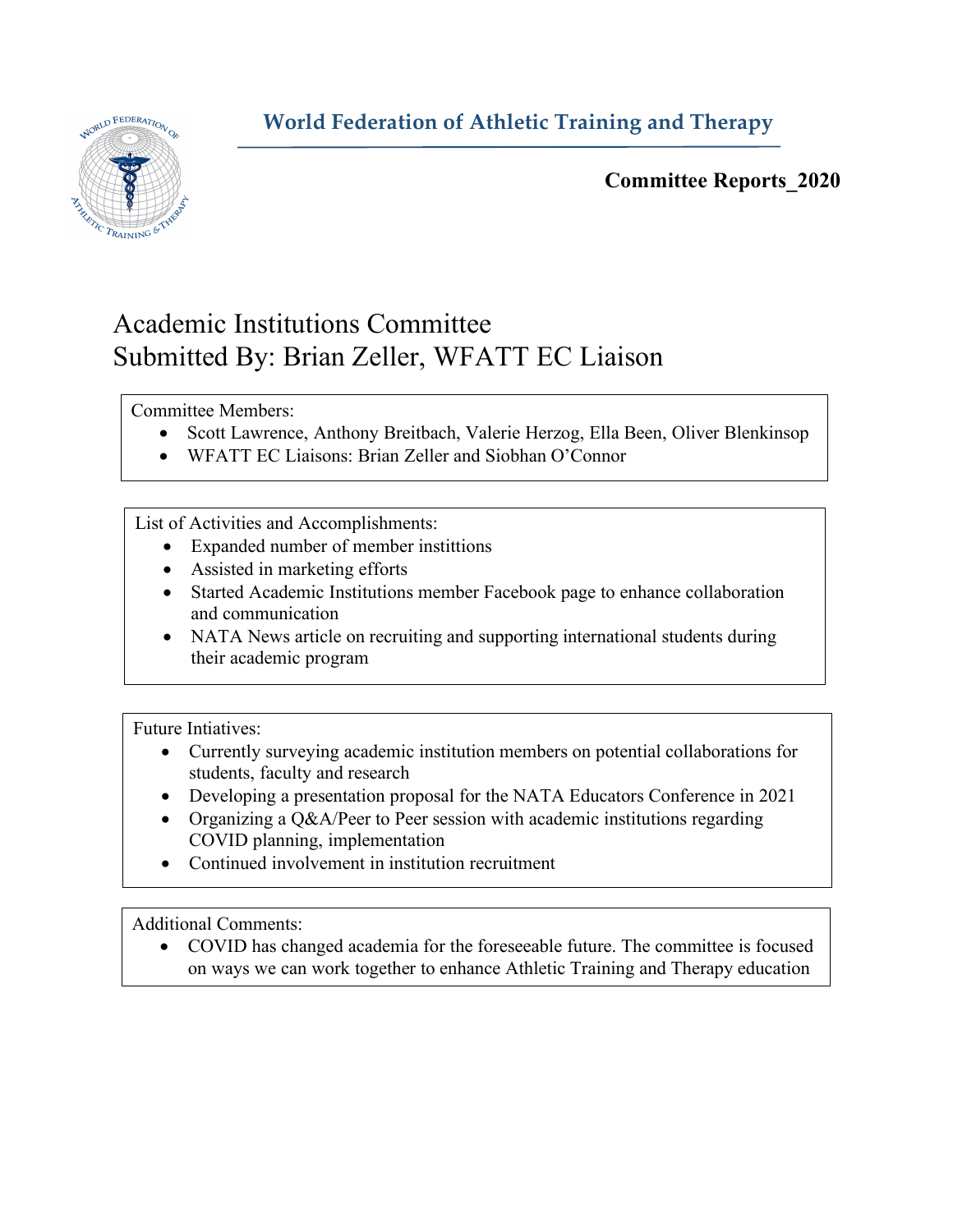# World Federation of Athletic Training and Therapy

**Committee Reports_2020**

## Academic Institutions Committee
## Submitted By: Brian Zeller, WFATT EC Liaison

Committee Members:

- Scott Lawrence, Anthony Breitbach, Valerie Herzog, Ella Been, Oliver Blenkinsop
- WFATT EC Liaisons: Brian Zeller and Siobhan O'Connor

List of Activities and Accomplishments:

- Expanded number of member instittions
- Assisted in marketing efforts
- Started Academic Institutions member Facebook page to enhance collaboration and communication
- NATA News article on recruiting and supporting international students during their academic program

Future Intiatives:

- Currently surveying academic institution members on potential collaborations for students, faculty and research
- Developing a presentation proposal for the NATA Educators Conference in 2021
- Organizing a Q&A/Peer to Peer session with academic institutions regarding COVID planning, implementation
- Continued involvement in institution recruitment

Additional Comments:

- COVID has changed academia for the foreseeable future. The committee is focused on ways we can work together to enhance Athletic Training and Therapy education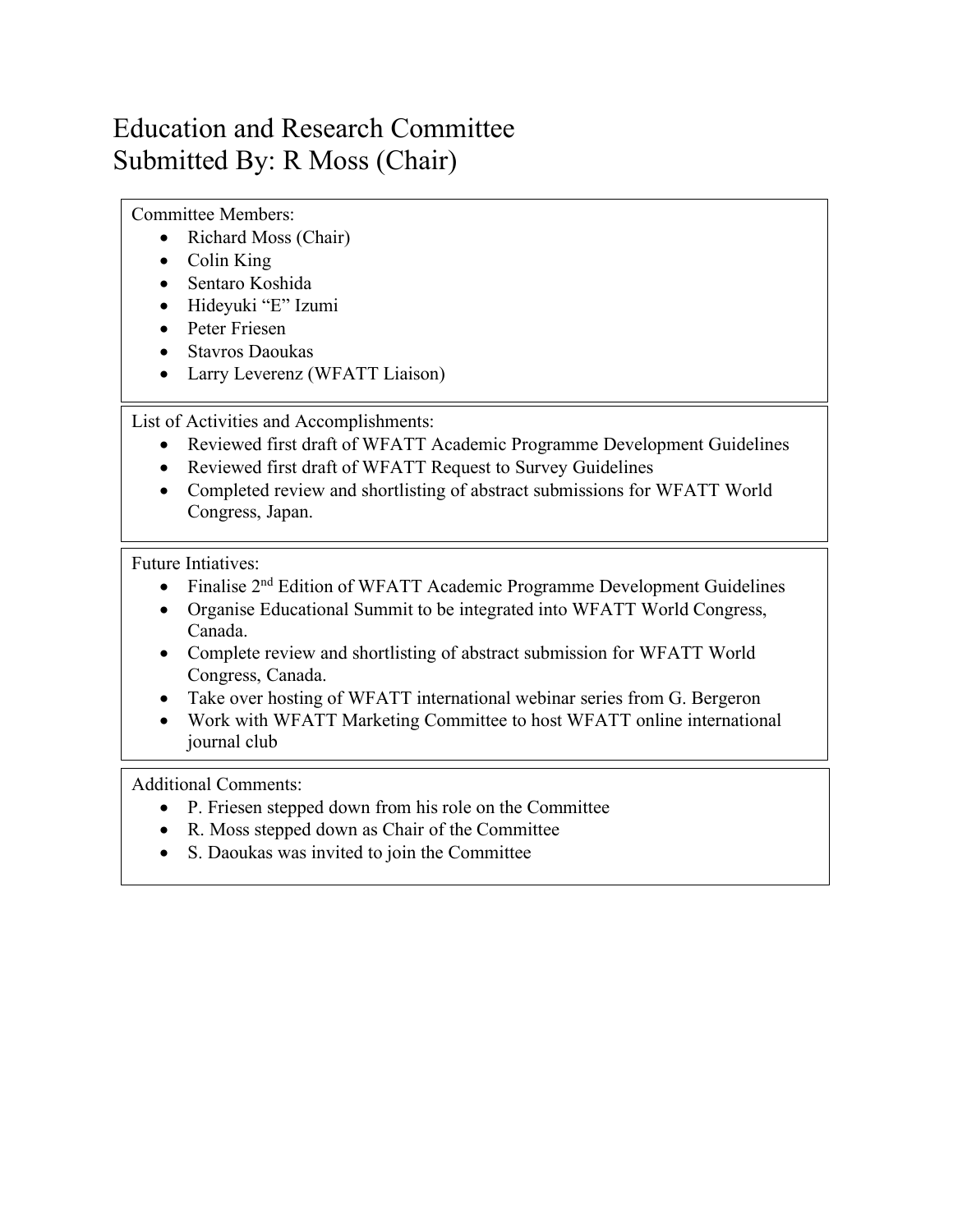# Education and Research Committee
# Submitted By: R Moss (Chair)

Committee Members:

- Richard Moss (Chair)
- Colin King
- Sentaro Koshida
- Hideyuki "E" Izumi
- Peter Friesen
- Stavros Daoukas
- Larry Leverenz (WFATT Liaison)

List of Activities and Accomplishments:

- Reviewed first draft of WFATT Academic Programme Development Guidelines
- Reviewed first draft of WFATT Request to Survey Guidelines
- Completed review and shortlisting of abstract submissions for WFATT World Congress, Japan.

Future Intiatives:

- Finalise 2nd Edition of WFATT Academic Programme Development Guidelines
- Organise Educational Summit to be integrated into WFATT World Congress, Canada.
- Complete review and shortlisting of abstract submission for WFATT World Congress, Canada.
- Take over hosting of WFATT international webinar series from G. Bergeron
- Work with WFATT Marketing Committee to host WFATT online international journal club

Additional Comments:

- P. Friesen stepped down from his role on the Committee
- R. Moss stepped down as Chair of the Committee
- S. Daoukas was invited to join the Committee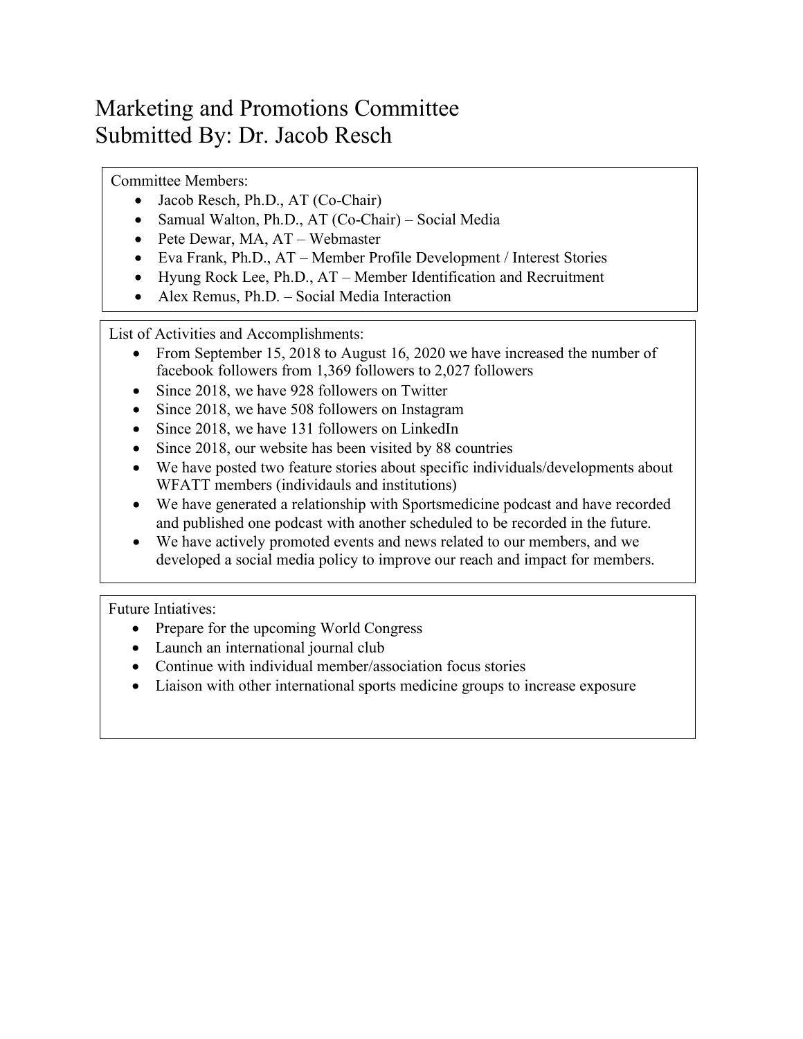# Marketing and Promotions Committee
# Submitted By: Dr. Jacob Resch

Committee Members:

- Jacob Resch, Ph.D., AT (Co-Chair)
- Samual Walton, Ph.D., AT (Co-Chair) – Social Media
- Pete Dewar, MA, AT – Webmaster
- Eva Frank, Ph.D., AT – Member Profile Development / Interest Stories
- Hyung Rock Lee, Ph.D., AT – Member Identification and Recruitment
- Alex Remus, Ph.D. – Social Media Interaction

List of Activities and Accomplishments:

- From September 15, 2018 to August 16, 2020 we have increased the number of facebook followers from 1,369 followers to 2,027 followers
- Since 2018, we have 928 followers on Twitter
- Since 2018, we have 508 followers on Instagram
- Since 2018, we have 131 followers on LinkedIn
- Since 2018, our website has been visited by 88 countries
- We have posted two feature stories about specific individuals/developments about WFATT members (individauls and institutions)
- We have generated a relationship with Sportsmedicine podcast and have recorded and published one podcast with another scheduled to be recorded in the future.
- We have actively promoted events and news related to our members, and we developed a social media policy to improve our reach and impact for members.

Future Intiatives:

- Prepare for the upcoming World Congress
- Launch an international journal club
- Continue with individual member/association focus stories
- Liaison with other international sports medicine groups to increase exposure